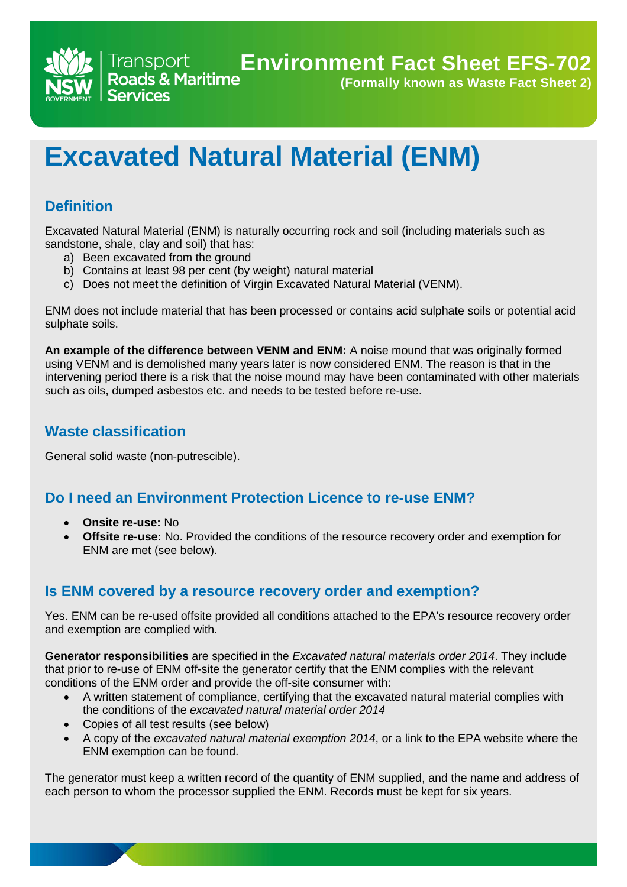# Environment Fact Sheet EFS-702

**(Formally known as Waste Fact Sheet 2)**

# Excavated Natural Material (ENM)

## Definition

Excavated Natural Material (ENM) is naturally occurring rock and soil (including materials such as sandstone, shale, clay and soil) that has:

a) Been excavated from the ground
b) Contains at least 98 per cent (by weight) natural material
c) Does not meet the definition of Virgin Excavated Natural Material (VENM).

ENM does not include material that has been processed or contains acid sulphate soils or potential acid sulphate soils.

**An example of the difference between VENM and ENM:** A noise mound that was originally formed using VENM and is demolished many years later is now considered ENM. The reason is that in the intervening period there is a risk that the noise mound may have been contaminated with other materials such as oils, dumped asbestos etc. and needs to be tested before re-use.

## Waste classification

General solid waste (non-putrescible).

## Do I need an Environment Protection Licence to re-use ENM?

- **Onsite re-use:** No
- **Offsite re-use:** No. Provided the conditions of the resource recovery order and exemption for ENM are met (see below).

## Is ENM covered by a resource recovery order and exemption?

Yes. ENM can be re-used offsite provided all conditions attached to the EPA's resource recovery order and exemption are complied with.

**Generator responsibilities** are specified in the *Excavated natural materials order 2014*. They include that prior to re-use of ENM off-site the generator certify that the ENM complies with the relevant conditions of the ENM order and provide the off-site consumer with:

- A written statement of compliance, certifying that the excavated natural material complies with the conditions of the *excavated natural material order 2014*
- Copies of all test results (see below)
- A copy of the *excavated natural material exemption 2014*, or a link to the EPA website where the ENM exemption can be found.

The generator must keep a written record of the quantity of ENM supplied, and the name and address of each person to whom the processor supplied the ENM. Records must be kept for six years.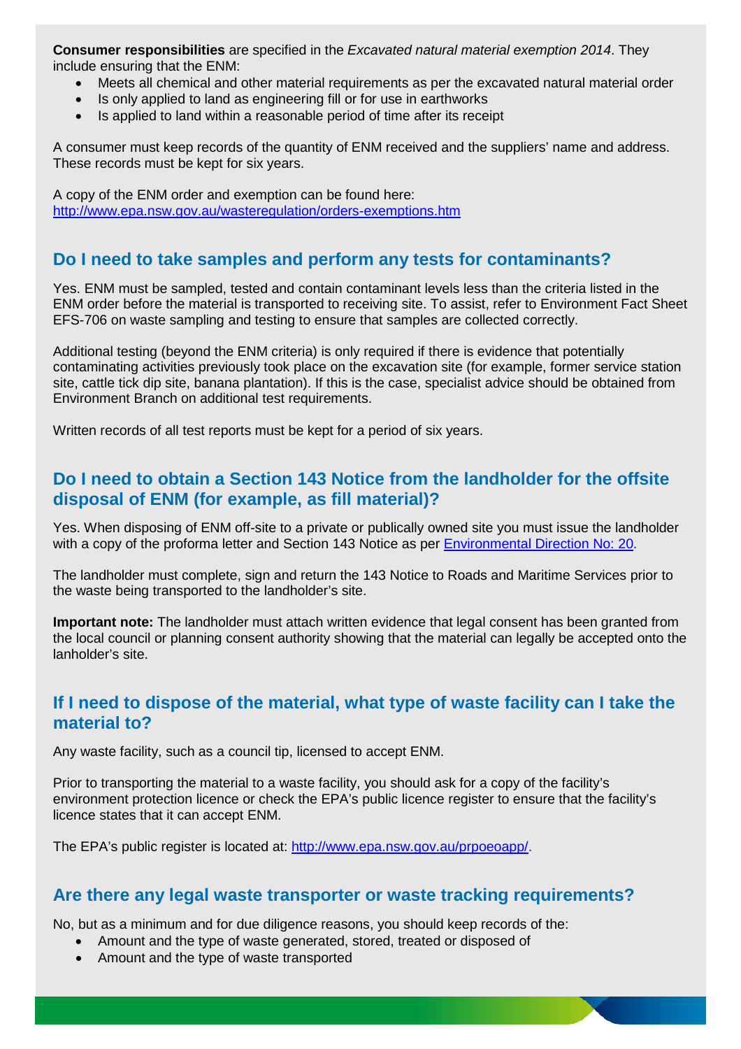**Consumer responsibilities** are specified in the *Excavated natural material exemption 2014*. They include ensuring that the ENM:

- Meets all chemical and other material requirements as per the excavated natural material order
- Is only applied to land as engineering fill or for use in earthworks
- Is applied to land within a reasonable period of time after its receipt

A consumer must keep records of the quantity of ENM received and the suppliers' name and address. These records must be kept for six years.

A copy of the ENM order and exemption can be found here:
[http://www.epa.nsw.gov.au/wasteregulation/orders-exemptions.htm](http://www.epa.nsw.gov.au/wasteregulation/orders-exemptions.htm)

## Do I need to take samples and perform any tests for contaminants?

Yes. ENM must be sampled, tested and contain contaminant levels less than the criteria listed in the ENM order before the material is transported to receiving site. To assist, refer to Environment Fact Sheet EFS-706 on waste sampling and testing to ensure that samples are collected correctly.

Additional testing (beyond the ENM criteria) is only required if there is evidence that potentially contaminating activities previously took place on the excavation site (for example, former service station site, cattle tick dip site, banana plantation). If this is the case, specialist advice should be obtained from Environment Branch on additional test requirements.

Written records of all test reports must be kept for a period of six years.

## Do I need to obtain a Section 143 Notice from the landholder for the offsite disposal of ENM (for example, as fill material)?

Yes. When disposing of ENM off-site to a private or publically owned site you must issue the landholder with a copy of the proforma letter and Section 143 Notice as per Environmental Direction No: 20.

The landholder must complete, sign and return the 143 Notice to Roads and Maritime Services prior to the waste being transported to the landholder's site.

**Important note:** The landholder must attach written evidence that legal consent has been granted from the local council or planning consent authority showing that the material can legally be accepted onto the lanholder's site.

## If I need to dispose of the material, what type of waste facility can I take the material to?

Any waste facility, such as a council tip, licensed to accept ENM.

Prior to transporting the material to a waste facility, you should ask for a copy of the facility's environment protection licence or check the EPA's public licence register to ensure that the facility's licence states that it can accept ENM.

The EPA's public register is located at: [http://www.epa.nsw.gov.au/prpoeoapp/](http://www.epa.nsw.gov.au/prpoeoapp/).

## Are there any legal waste transporter or waste tracking requirements?

No, but as a minimum and for due diligence reasons, you should keep records of the:

- Amount and the type of waste generated, stored, treated or disposed of
- Amount and the type of waste transported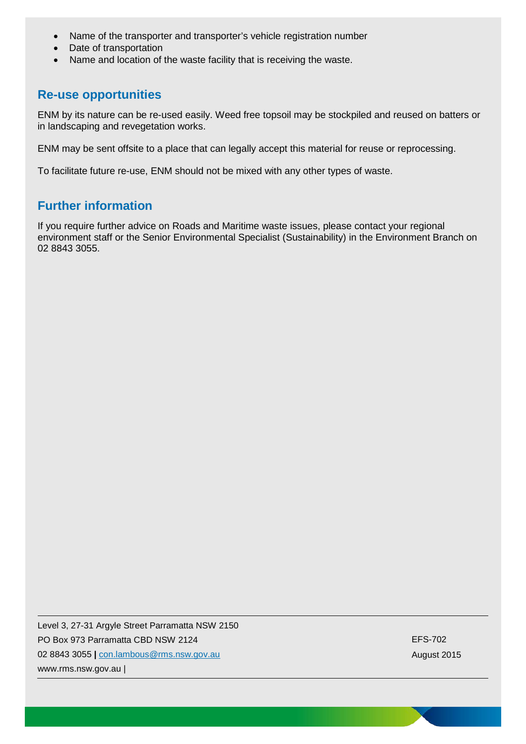- Name of the transporter and transporter's vehicle registration number
- Date of transportation
- Name and location of the waste facility that is receiving the waste.

## Re-use opportunities

ENM by its nature can be re-used easily. Weed free topsoil may be stockpiled and reused on batters or in landscaping and revegetation works.

ENM may be sent offsite to a place that can legally accept this material for reuse or reprocessing.

To facilitate future re-use, ENM should not be mixed with any other types of waste.

## Further information

If you require further advice on Roads and Maritime waste issues, please contact your regional environment staff or the Senior Environmental Specialist (Sustainability) in the Environment Branch on 02 8843 3055.

Level 3, 27-31 Argyle Street Parramatta NSW 2150
PO Box 973 Parramatta CBD NSW 2124
02 8843 3055 | con.lambous@rms.nsw.gov.au
www.rms.nsw.gov.au |

EFS-702
August 2015